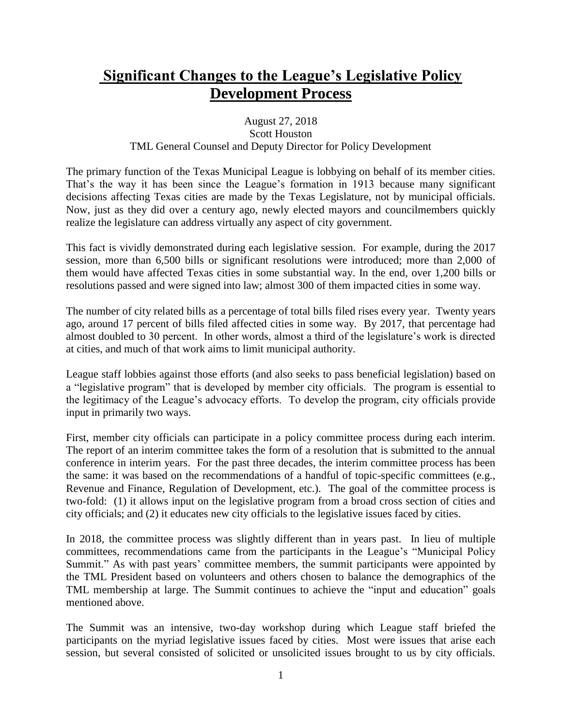# Significant Changes to the League's Legislative Policy Development Process

August 27, 2018
Scott Houston
TML General Counsel and Deputy Director for Policy Development

The primary function of the Texas Municipal League is lobbying on behalf of its member cities. That's the way it has been since the League's formation in 1913 because many significant decisions affecting Texas cities are made by the Texas Legislature, not by municipal officials. Now, just as they did over a century ago, newly elected mayors and councilmembers quickly realize the legislature can address virtually any aspect of city government.

This fact is vividly demonstrated during each legislative session. For example, during the 2017 session, more than 6,500 bills or significant resolutions were introduced; more than 2,000 of them would have affected Texas cities in some substantial way. In the end, over 1,200 bills or resolutions passed and were signed into law; almost 300 of them impacted cities in some way.

The number of city related bills as a percentage of total bills filed rises every year. Twenty years ago, around 17 percent of bills filed affected cities in some way. By 2017, that percentage had almost doubled to 30 percent. In other words, almost a third of the legislature's work is directed at cities, and much of that work aims to limit municipal authority.

League staff lobbies against those efforts (and also seeks to pass beneficial legislation) based on a "legislative program" that is developed by member city officials. The program is essential to the legitimacy of the League's advocacy efforts. To develop the program, city officials provide input in primarily two ways.

First, member city officials can participate in a policy committee process during each interim. The report of an interim committee takes the form of a resolution that is submitted to the annual conference in interim years. For the past three decades, the interim committee process has been the same: it was based on the recommendations of a handful of topic-specific committees (e.g., Revenue and Finance, Regulation of Development, etc.). The goal of the committee process is two-fold: (1) it allows input on the legislative program from a broad cross section of cities and city officials; and (2) it educates new city officials to the legislative issues faced by cities.

In 2018, the committee process was slightly different than in years past. In lieu of multiple committees, recommendations came from the participants in the League's "Municipal Policy Summit." As with past years' committee members, the summit participants were appointed by the TML President based on volunteers and others chosen to balance the demographics of the TML membership at large. The Summit continues to achieve the "input and education" goals mentioned above.

The Summit was an intensive, two-day workshop during which League staff briefed the participants on the myriad legislative issues faced by cities. Most were issues that arise each session, but several consisted of solicited or unsolicited issues brought to us by city officials.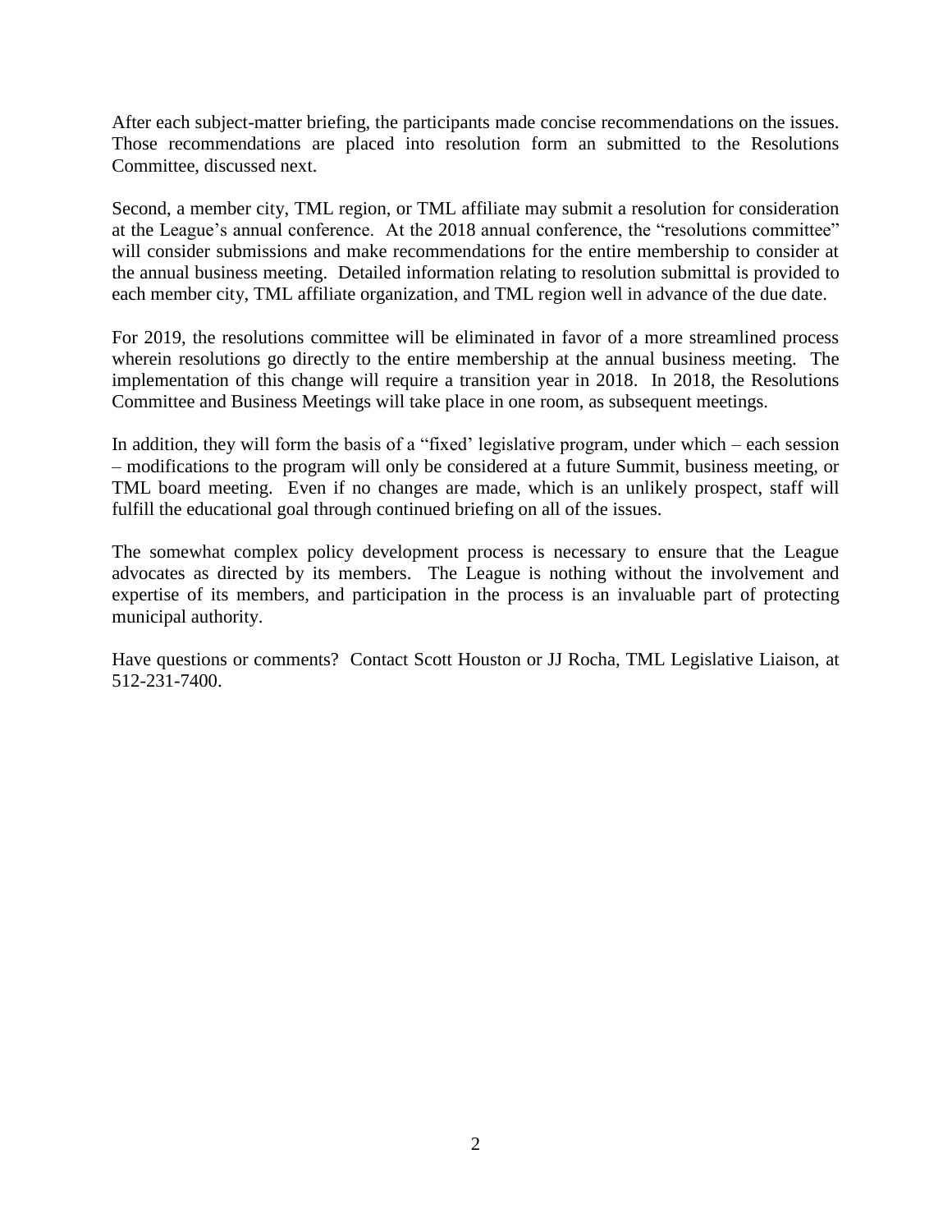After each subject-matter briefing, the participants made concise recommendations on the issues. Those recommendations are placed into resolution form an submitted to the Resolutions Committee, discussed next.

Second, a member city, TML region, or TML affiliate may submit a resolution for consideration at the League's annual conference. At the 2018 annual conference, the "resolutions committee" will consider submissions and make recommendations for the entire membership to consider at the annual business meeting. Detailed information relating to resolution submittal is provided to each member city, TML affiliate organization, and TML region well in advance of the due date.

For 2019, the resolutions committee will be eliminated in favor of a more streamlined process wherein resolutions go directly to the entire membership at the annual business meeting. The implementation of this change will require a transition year in 2018. In 2018, the Resolutions Committee and Business Meetings will take place in one room, as subsequent meetings.

In addition, they will form the basis of a "fixed' legislative program, under which – each session – modifications to the program will only be considered at a future Summit, business meeting, or TML board meeting. Even if no changes are made, which is an unlikely prospect, staff will fulfill the educational goal through continued briefing on all of the issues.

The somewhat complex policy development process is necessary to ensure that the League advocates as directed by its members. The League is nothing without the involvement and expertise of its members, and participation in the process is an invaluable part of protecting municipal authority.

Have questions or comments? Contact Scott Houston or JJ Rocha, TML Legislative Liaison, at 512-231-7400.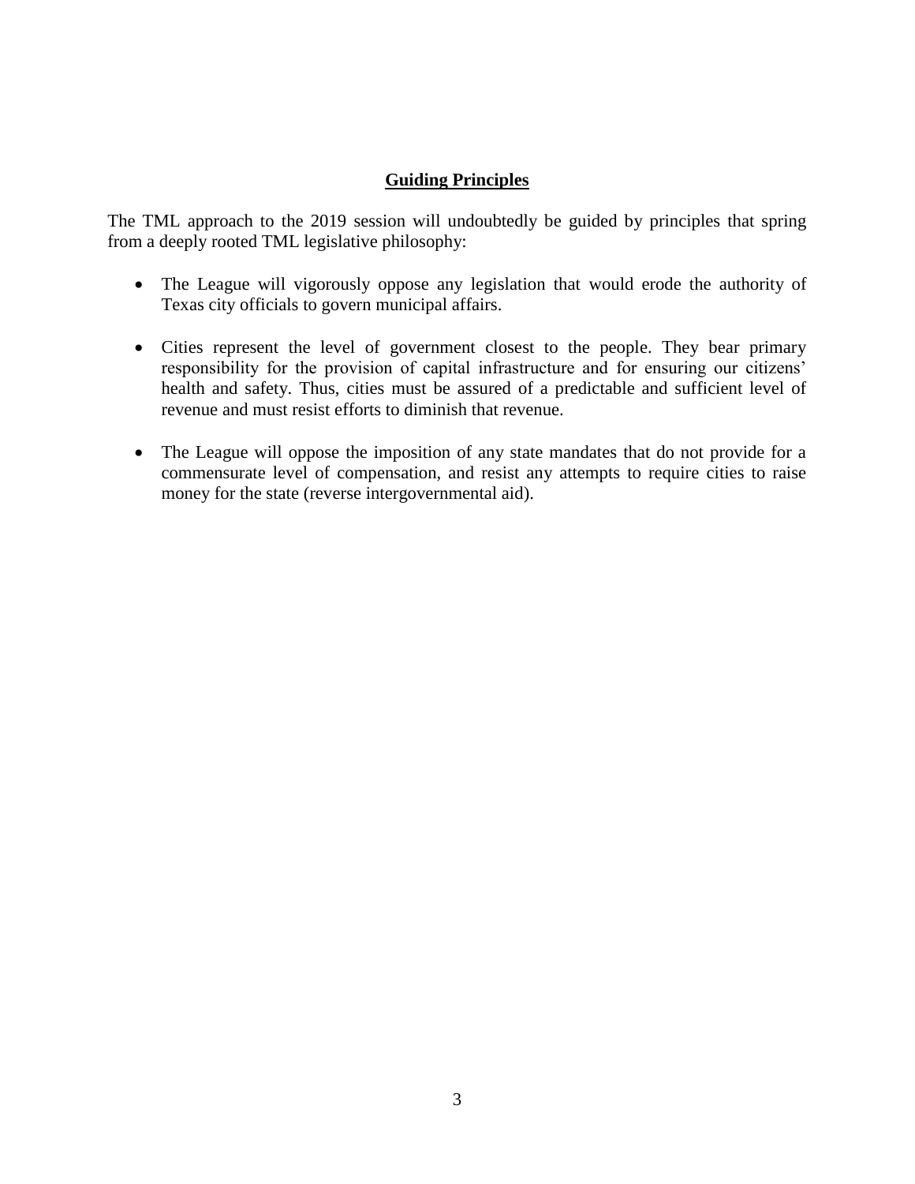## Guiding Principles

The TML approach to the 2019 session will undoubtedly be guided by principles that spring from a deeply rooted TML legislative philosophy:

- The League will vigorously oppose any legislation that would erode the authority of Texas city officials to govern municipal affairs.

- Cities represent the level of government closest to the people. They bear primary responsibility for the provision of capital infrastructure and for ensuring our citizens' health and safety. Thus, cities must be assured of a predictable and sufficient level of revenue and must resist efforts to diminish that revenue.

- The League will oppose the imposition of any state mandates that do not provide for a commensurate level of compensation, and resist any attempts to require cities to raise money for the state (reverse intergovernmental aid).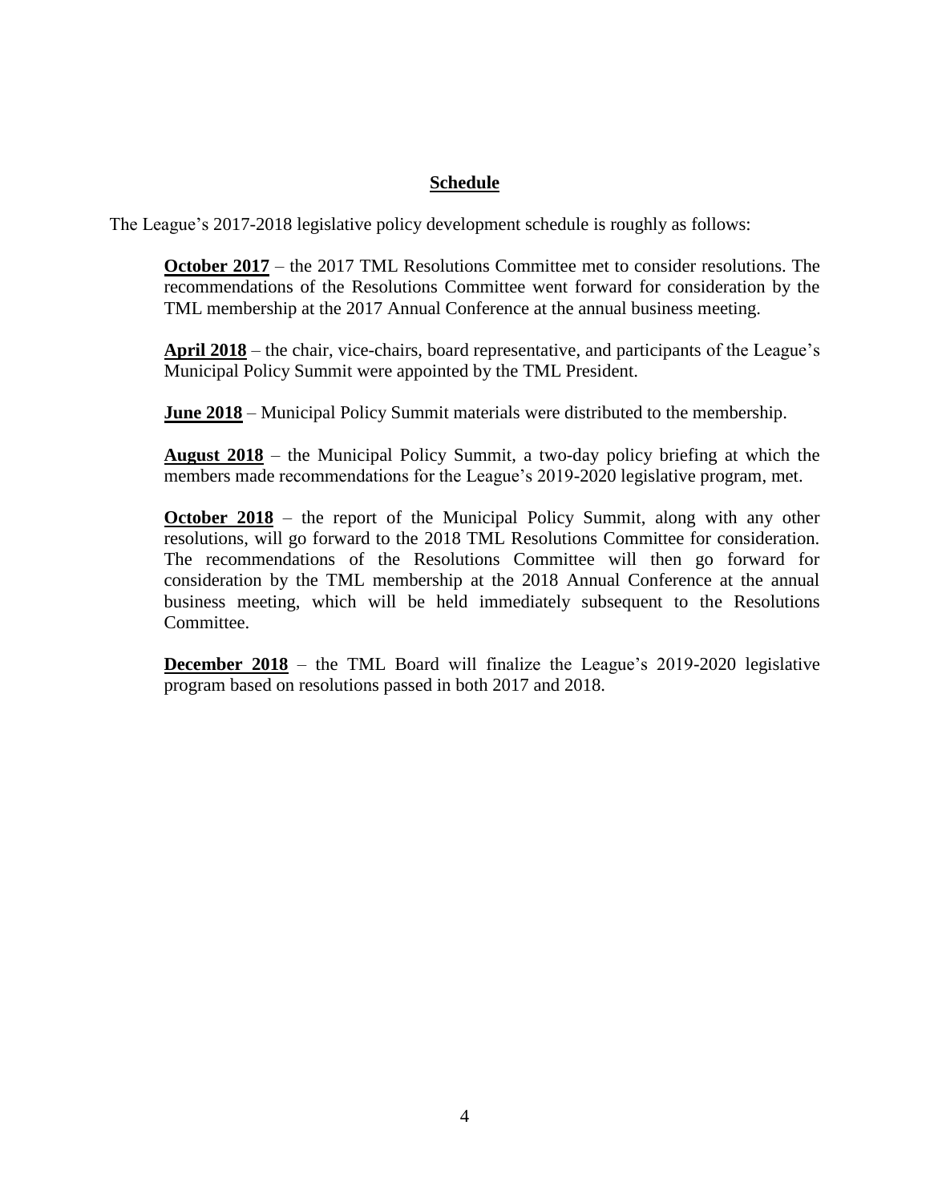## Schedule

The League's 2017-2018 legislative policy development schedule is roughly as follows:

**October 2017** – the 2017 TML Resolutions Committee met to consider resolutions. The recommendations of the Resolutions Committee went forward for consideration by the TML membership at the 2017 Annual Conference at the annual business meeting.

**April 2018** – the chair, vice-chairs, board representative, and participants of the League's Municipal Policy Summit were appointed by the TML President.

**June 2018** – Municipal Policy Summit materials were distributed to the membership.

**August 2018** – the Municipal Policy Summit, a two-day policy briefing at which the members made recommendations for the League's 2019-2020 legislative program, met.

**October 2018** – the report of the Municipal Policy Summit, along with any other resolutions, will go forward to the 2018 TML Resolutions Committee for consideration. The recommendations of the Resolutions Committee will then go forward for consideration by the TML membership at the 2018 Annual Conference at the annual business meeting, which will be held immediately subsequent to the Resolutions Committee.

**December 2018** – the TML Board will finalize the League's 2019-2020 legislative program based on resolutions passed in both 2017 and 2018.